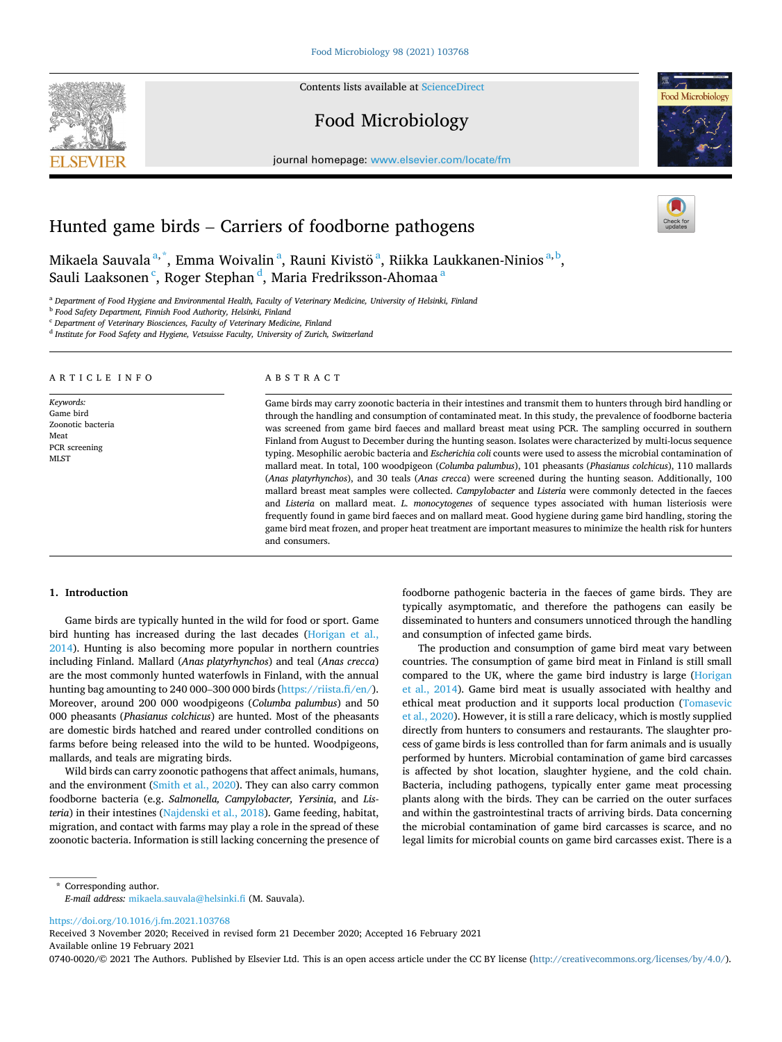# Hunted game birds – Carriers of foodborne pathogens

Mikaela Sauvala[a,*], Emma Woivalin[a], Rauni Kivistö[a], Riikka Laukkanen-Ninios[a,b], Sauli Laaksonen[c], Roger Stephan[d], Maria Fredriksson-Ahomaa[a]

[a] Department of Food Hygiene and Environmental Health, Faculty of Veterinary Medicine, University of Helsinki, Finland
[b] Food Safety Department, Finnish Food Authority, Helsinki, Finland
[c] Department of Veterinary Biosciences, Faculty of Veterinary Medicine, Finland
[d] Institute for Food Safety and Hygiene, Vetsuisse Faculty, University of Zurich, Switzerland

## ARTICLE INFO

*Keywords:*
Game bird
Zoonotic bacteria
Meat
PCR screening
MLST

## ABSTRACT

Game birds may carry zoonotic bacteria in their intestines and transmit them to hunters through bird handling or through the handling and consumption of contaminated meat. In this study, the prevalence of foodborne bacteria was screened from game bird faeces and mallard breast meat using PCR. The sampling occurred in southern Finland from August to December during the hunting season. Isolates were characterized by multi-locus sequence typing. Mesophilic aerobic bacteria and *Escherichia coli* counts were used to assess the microbial contamination of mallard meat. In total, 100 woodpigeon (*Columba palumbus*), 101 pheasants (*Phasianus colchicus*), 110 mallards (*Anas platyrhynchos*), and 30 teals (*Anas crecca*) were screened during the hunting season. Additionally, 100 mallard breast meat samples were collected. *Campylobacter* and *Listeria* were commonly detected in the faeces and *Listeria* on mallard meat. *L. monocytogenes* of sequence types associated with human listeriosis were frequently found in game bird faeces and on mallard meat. Good hygiene during game bird handling, storing the game bird meat frozen, and proper heat treatment are important measures to minimize the health risk for hunters and consumers.

## 1. Introduction

Game birds are typically hunted in the wild for food or sport. Game bird hunting has increased during the last decades (Horigan et al., 2014). Hunting is also becoming more popular in northern countries including Finland. Mallard (*Anas platyrhynchos*) and teal (*Anas crecca*) are the most commonly hunted waterfowls in Finland, with the annual hunting bag amounting to 240 000–300 000 birds (https://riista.fi/en/). Moreover, around 200 000 woodpigeons (*Columba palumbus*) and 50 000 pheasants (*Phasianus colchicus*) are hunted. Most of the pheasants are domestic birds hatched and reared under controlled conditions on farms before being released into the wild to be hunted. Woodpigeons, mallards, and teals are migrating birds.

Wild birds can carry zoonotic pathogens that affect animals, humans, and the environment (Smith et al., 2020). They can also carry common foodborne bacteria (e.g. *Salmonella, Campylobacter, Yersinia*, and *Listeria*) in their intestines (Najdenski et al., 2018). Game feeding, habitat, migration, and contact with farms may play a role in the spread of these zoonotic bacteria. Information is still lacking concerning the presence of foodborne pathogenic bacteria in the faeces of game birds. They are typically asymptomatic, and therefore the pathogens can easily be disseminated to hunters and consumers unnoticed through the handling and consumption of infected game birds.

The production and consumption of game bird meat vary between countries. The consumption of game bird meat in Finland is still small compared to the UK, where the game bird industry is large (Horigan et al., 2014). Game bird meat is usually associated with healthy and ethical meat production and it supports local production (Tomasevic et al., 2020). However, it is still a rare delicacy, which is mostly supplied directly from hunters to consumers and restaurants. The slaughter process of game birds is less controlled than for farm animals and is usually performed by hunters. Microbial contamination of game bird carcasses is affected by shot location, slaughter hygiene, and the cold chain. Bacteria, including pathogens, typically enter game meat processing plants along with the birds. They can be carried on the outer surfaces and within the gastrointestinal tracts of arriving birds. Data concerning the microbial contamination of game bird carcasses is scarce, and no legal limits for microbial counts on game bird carcasses exist. There is a

* Corresponding author.
*E-mail address:* mikaela.sauvala@helsinki.fi (M. Sauvala).

https://doi.org/10.1016/j.fm.2021.103768
Received 3 November 2020; Received in revised form 21 December 2020; Accepted 16 February 2021
Available online 19 February 2021
0740-0020/© 2021 The Authors. Published by Elsevier Ltd. This is an open access article under the CC BY license (http://creativecommons.org/licenses/by/4.0/).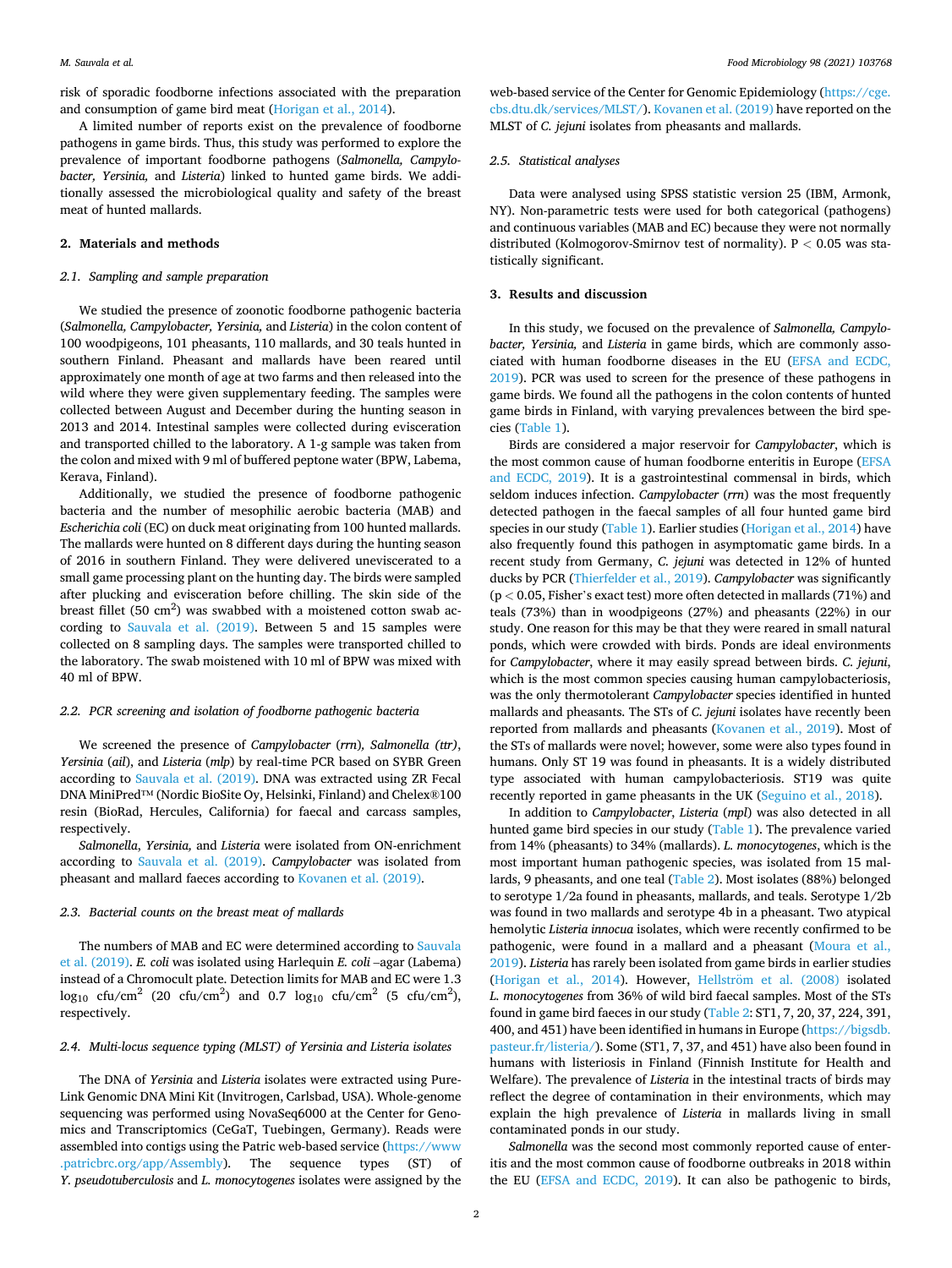risk of sporadic foodborne infections associated with the preparation and consumption of game bird meat (Horigan et al., 2014).

A limited number of reports exist on the prevalence of foodborne pathogens in game birds. Thus, this study was performed to explore the prevalence of important foodborne pathogens (*Salmonella, Campylobacter, Yersinia,* and *Listeria*) linked to hunted game birds. We additionally assessed the microbiological quality and safety of the breast meat of hunted mallards.

## 2. Materials and methods

### 2.1. Sampling and sample preparation

We studied the presence of zoonotic foodborne pathogenic bacteria (*Salmonella, Campylobacter, Yersinia,* and *Listeria*) in the colon content of 100 woodpigeons, 101 pheasants, 110 mallards, and 30 teals hunted in southern Finland. Pheasant and mallards have been reared until approximately one month of age at two farms and then released into the wild where they were given supplementary feeding. The samples were collected between August and December during the hunting season in 2013 and 2014. Intestinal samples were collected during evisceration and transported chilled to the laboratory. A 1-g sample was taken from the colon and mixed with 9 ml of buffered peptone water (BPW, Labema, Kerava, Finland).

Additionally, we studied the presence of foodborne pathogenic bacteria and the number of mesophilic aerobic bacteria (MAB) and *Escherichia coli* (EC) on duck meat originating from 100 hunted mallards. The mallards were hunted on 8 different days during the hunting season of 2016 in southern Finland. They were delivered uneviscerated to a small game processing plant on the hunting day. The birds were sampled after plucking and evisceration before chilling. The skin side of the breast fillet (50 $cm^2$) was swabbed with a moistened cotton swab according to Sauvala et al. (2019). Between 5 and 15 samples were collected on 8 sampling days. The samples were transported chilled to the laboratory. The swab moistened with 10 ml of BPW was mixed with 40 ml of BPW.

### 2.2. PCR screening and isolation of foodborne pathogenic bacteria

We screened the presence of *Campylobacter* (*rrn*), *Salmonella (ttr)*, *Yersinia* (*ail*), and *Listeria* (*mlp*) by real-time PCR based on SYBR Green according to Sauvala et al. (2019). DNA was extracted using ZR Fecal DNA MiniPred™ (Nordic BioSite Oy, Helsinki, Finland) and Chelex®100 resin (BioRad, Hercules, California) for faecal and carcass samples, respectively.

*Salmonella*, *Yersinia,* and *Listeria* were isolated from ON-enrichment according to Sauvala et al. (2019). *Campylobacter* was isolated from pheasant and mallard faeces according to Kovanen et al. (2019).

### 2.3. Bacterial counts on the breast meat of mallards

The numbers of MAB and EC were determined according to Sauvala et al. (2019). *E. coli* was isolated using Harlequin *E. coli* –agar (Labema) instead of a Chromocult plate. Detection limits for MAB and EC were 1.3 $\log_{10}$ cfu/$cm^2$ (20 cfu/$cm^2$) and 0.7 $\log_{10}$ cfu/$cm^2$ (5 cfu/$cm^2$), respectively.

### 2.4. Multi-locus sequence typing (MLST) of Yersinia and Listeria isolates

The DNA of *Yersinia* and *Listeria* isolates were extracted using PureLink Genomic DNA Mini Kit (Invitrogen, Carlsbad, USA). Whole-genome sequencing was performed using NovaSeq6000 at the Center for Genomics and Transcriptomics (CeGaT, Tuebingen, Germany). Reads were assembled into contigs using the Patric web-based service (https://www.patricbrc.org/app/Assembly). The sequence types (ST) of *Y. pseudotuberculosis* and *L. monocytogenes* isolates were assigned by the web-based service of the Center for Genomic Epidemiology (https://cge.cbs.dtu.dk/services/MLST/). Kovanen et al. (2019) have reported on the MLST of *C. jejuni* isolates from pheasants and mallards.

### 2.5. Statistical analyses

Data were analysed using SPSS statistic version 25 (IBM, Armonk, NY). Non-parametric tests were used for both categorical (pathogens) and continuous variables (MAB and EC) because they were not normally distributed (Kolmogorov-Smirnov test of normality). $P < 0.05$ was statistically significant.

## 3. Results and discussion

In this study, we focused on the prevalence of *Salmonella, Campylobacter, Yersinia,* and *Listeria* in game birds, which are commonly associated with human foodborne diseases in the EU (EFSA and ECDC, 2019). PCR was used to screen for the presence of these pathogens in game birds. We found all the pathogens in the colon contents of hunted game birds in Finland, with varying prevalences between the bird species (Table 1).

Birds are considered a major reservoir for *Campylobacter*, which is the most common cause of human foodborne enteritis in Europe (EFSA and ECDC, 2019). It is a gastrointestinal commensal in birds, which seldom induces infection. *Campylobacter* (*rrn*) was the most frequently detected pathogen in the faecal samples of all four hunted game bird species in our study (Table 1). Earlier studies (Horigan et al., 2014) have also frequently found this pathogen in asymptomatic game birds. In a recent study from Germany, *C. jejuni* was detected in 12% of hunted ducks by PCR (Thierfelder et al., 2019). *Campylobacter* was significantly ($p < 0.05$, Fisher's exact test) more often detected in mallards (71%) and teals (73%) than in woodpigeons (27%) and pheasants (22%) in our study. One reason for this may be that they were reared in small natural ponds, which were crowded with birds. Ponds are ideal environments for *Campylobacter*, where it may easily spread between birds. *C. jejuni*, which is the most common species causing human campylobacteriosis, was the only thermotolerant *Campylobacter* species identified in hunted mallards and pheasants. The STs of *C. jejuni* isolates have recently been reported from mallards and pheasants (Kovanen et al., 2019). Most of the STs of mallards were novel; however, some were also types found in humans. Only ST 19 was found in pheasants. It is a widely distributed type associated with human campylobacteriosis. ST19 was quite recently reported in game pheasants in the UK (Seguino et al., 2018).

In addition to *Campylobacter*, *Listeria* (*mpl*) was also detected in all hunted game bird species in our study (Table 1). The prevalence varied from 14% (pheasants) to 34% (mallards). *L. monocytogenes*, which is the most important human pathogenic species, was isolated from 15 mallards, 9 pheasants, and one teal (Table 2). Most isolates (88%) belonged to serotype 1/2a found in pheasants, mallards, and teals. Serotype 1/2b was found in two mallards and serotype 4b in a pheasant. Two atypical hemolytic *Listeria innocua* isolates, which were recently confirmed to be pathogenic, were found in a mallard and a pheasant (Moura et al., 2019). *Listeria* has rarely been isolated from game birds in earlier studies (Horigan et al., 2014). However, Hellström et al. (2008) isolated *L. monocytogenes* from 36% of wild bird faecal samples. Most of the STs found in game bird faeces in our study (Table 2: ST1, 7, 20, 37, 224, 391, 400, and 451) have been identified in humans in Europe (https://bigsdb.pasteur.fr/listeria/). Some (ST1, 7, 37, and 451) have also been found in humans with listeriosis in Finland (Finnish Institute for Health and Welfare). The prevalence of *Listeria* in the intestinal tracts of birds may reflect the degree of contamination in their environments, which may explain the high prevalence of *Listeria* in mallards living in small contaminated ponds in our study.

*Salmonella* was the second most commonly reported cause of enteritis and the most common cause of foodborne outbreaks in 2018 within the EU (EFSA and ECDC, 2019). It can also be pathogenic to birds,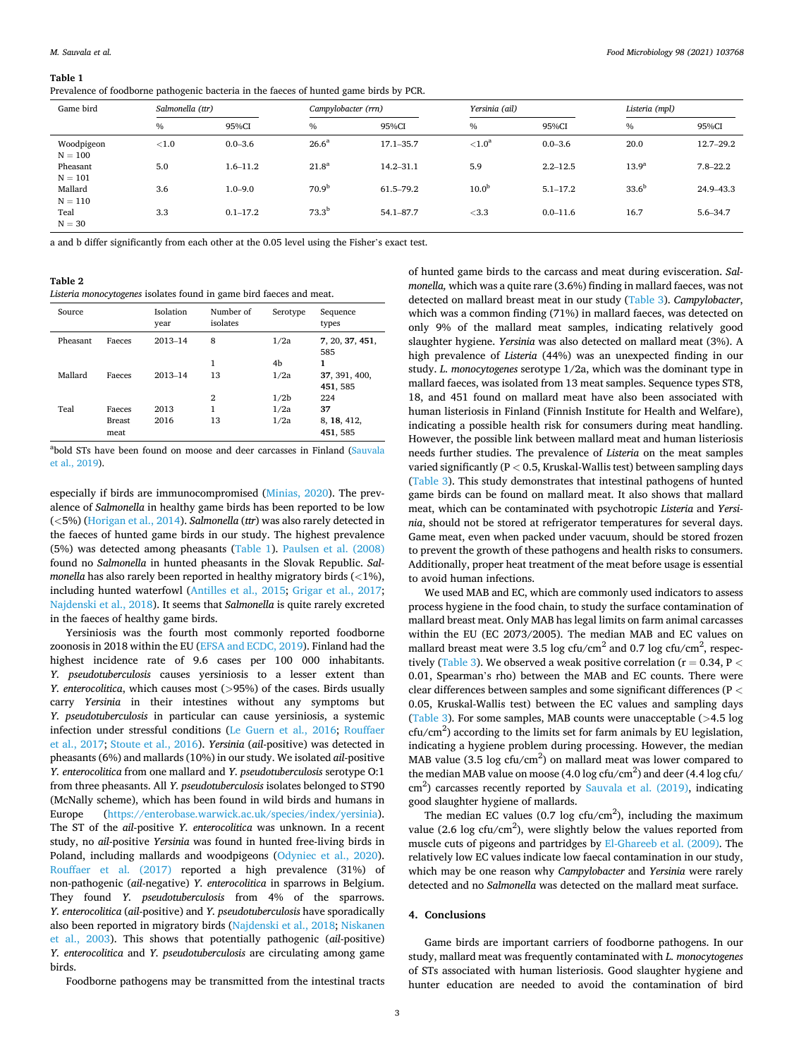**Table 1**
Prevalence of foodborne pathogenic bacteria in the faeces of hunted game birds by PCR.

| Game bird | Salmonella (ttr) | | Campylobacter (rrn) | | Yersinia (ail) | | Listeria (mpl) | |
|---|---|---|---|---|---|---|---|---|
| | % | 95%CI | % | 95%CI | % | 95%CI | % | 95%CI |
| Woodpigeon N = 100 | <1.0 | 0.0–3.6 | 26.6[a] | 17.1–35.7 | <1.0[a] | 0.0–3.6 | 20.0 | 12.7–29.2 |
| Pheasant N = 101 | 5.0 | 1.6–11.2 | 21.8[a] | 14.2–31.1 | 5.9 | 2.2–12.5 | 13.9[a] | 7.8–22.2 |
| Mallard N = 110 | 3.6 | 1.0–9.0 | 70.9[b] | 61.5–79.2 | 10.0[b] | 5.1–17.2 | 33.6[b] | 24.9–43.3 |
| Teal N = 30 | 3.3 | 0.1–17.2 | 73.3[b] | 54.1–87.7 | <3.3 | 0.0–11.6 | 16.7 | 5.6–34.7 |

a and b differ significantly from each other at the 0.05 level using the Fisher's exact test.

**Table 2**
*Listeria monocytogenes* isolates found in game bird faeces and meat.

| Source | | Isolation year | Number of isolates | Serotype | Sequence types |
|---|---|---|---|---|---|
| Pheasant | Faeces | 2013–14 | 8 | 1/2a | **7**, 20, **37**, **451**, 585 |
| | | | 1 | 4b | **1** |
| Mallard | Faeces | 2013–14 | 13 | 1/2a | **37**, 391, 400, **451**, 585 |
| | | | 2 | 1/2b | 224 |
| Teal | Faeces | 2013 | 1 | 1/2a | **37** |
| | Breast meat | 2016 | 13 | 1/2a | 8, **18**, 412, **451**, 585 |

[a]bold STs have been found on moose and deer carcasses in Finland (Sauvala et al., 2019).

especially if birds are immunocompromised (Minias, 2020). The prevalence of *Salmonella* in healthy game birds has been reported to be low (<5%) (Horigan et al., 2014). *Salmonella* (*ttr*) was also rarely detected in the faeces of hunted game birds in our study. The highest prevalence (5%) was detected among pheasants (Table 1). Paulsen et al. (2008) found no *Salmonella* in hunted pheasants in the Slovak Republic. *Salmonella* has also rarely been reported in healthy migratory birds (<1%), including hunted waterfowl (Antilles et al., 2015; Grigar et al., 2017; Najdenski et al., 2018). It seems that *Salmonella* is quite rarely excreted in the faeces of healthy game birds.

Yersiniosis was the fourth most commonly reported foodborne zoonosis in 2018 within the EU (EFSA and ECDC, 2019). Finland had the highest incidence rate of 9.6 cases per 100 000 inhabitants. *Y. pseudotuberculosis* causes yersiniosis to a lesser extent than *Y. enterocolitica*, which causes most (>95%) of the cases. Birds usually carry *Yersinia* in their intestines without any symptoms but *Y. pseudotuberculosis* in particular can cause yersiniosis, a systemic infection under stressful conditions (Le Guern et al., 2016; Rouffaer et al., 2017; Stoute et al., 2016). *Yersinia* (*ail*-positive) was detected in pheasants (6%) and mallards (10%) in our study. We isolated *ail*-positive *Y. enterocolitica* from one mallard and *Y. pseudotuberculosis* serotype O:1 from three pheasants. All *Y. pseudotuberculosis* isolates belonged to ST90 (McNally scheme), which has been found in wild birds and humans in Europe (https://enterobase.warwick.ac.uk/species/index/yersinia). The ST of the *ail*-positive *Y. enterocolitica* was unknown. In a recent study, no *ail*-positive *Yersinia* was found in hunted free-living birds in Poland, including mallards and woodpigeons (Odyniec et al., 2020). Rouffaer et al. (2017) reported a high prevalence (31%) of non-pathogenic (*ail*-negative) *Y. enterocolitica* in sparrows in Belgium. They found *Y. pseudotuberculosis* from 4% of the sparrows. *Y. enterocolitica* (*ail*-positive) and *Y. pseudotuberculosis* have sporadically also been reported in migratory birds (Najdenski et al., 2018; Niskanen et al., 2003). This shows that potentially pathogenic (*ail*-positive) *Y. enterocolitica* and *Y. pseudotuberculosis* are circulating among game birds.

Foodborne pathogens may be transmitted from the intestinal tracts of hunted game birds to the carcass and meat during evisceration. *Salmonella,* which was a quite rare (3.6%) finding in mallard faeces, was not detected on mallard breast meat in our study (Table 3). *Campylobacter*, which was a common finding (71%) in mallard faeces, was detected on only 9% of the mallard meat samples, indicating relatively good slaughter hygiene. *Yersinia* was also detected on mallard meat (3%). A high prevalence of *Listeria* (44%) was an unexpected finding in our study. *L. monocytogenes* serotype 1/2a, which was the dominant type in mallard faeces, was isolated from 13 meat samples. Sequence types ST8, 18, and 451 found on mallard meat have also been associated with human listeriosis in Finland (Finnish Institute for Health and Welfare), indicating a possible health risk for consumers during meat handling. However, the possible link between mallard meat and human listeriosis needs further studies. The prevalence of *Listeria* on the meat samples varied significantly ($P < 0.5$, Kruskal-Wallis test) between sampling days (Table 3). This study demonstrates that intestinal pathogens of hunted game birds can be found on mallard meat. It also shows that mallard meat, which can be contaminated with psychotropic *Listeria* and *Yersinia*, should not be stored at refrigerator temperatures for several days. Game meat, even when packed under vacuum, should be stored frozen to prevent the growth of these pathogens and health risks to consumers. Additionally, proper heat treatment of the meat before usage is essential to avoid human infections.

We used MAB and EC, which are commonly used indicators to assess process hygiene in the food chain, to study the surface contamination of mallard breast meat. Only MAB has legal limits on farm animal carcasses within the EU (EC 2073/2005). The median MAB and EC values on mallard breast meat were 3.5 log cfu/cm$^2$ and 0.7 log cfu/cm$^2$, respectively (Table 3). We observed a weak positive correlation ($r = 0.34$, $P < 0.01$, Spearman's rho) between the MAB and EC counts. There were clear differences between samples and some significant differences ($P < 0.05$, Kruskal-Wallis test) between the EC values and sampling days (Table 3). For some samples, MAB counts were unacceptable (>4.5 log cfu/cm$^2$) according to the limits set for farm animals by EU legislation, indicating a hygiene problem during processing. However, the median MAB value (3.5 log cfu/cm$^2$) on mallard meat was lower compared to the median MAB value on moose (4.0 log cfu/cm$^2$) and deer (4.4 log cfu/cm$^2$) carcasses recently reported by Sauvala et al. (2019), indicating good slaughter hygiene of mallards.

The median EC values (0.7 log cfu/cm$^2$), including the maximum value (2.6 log cfu/cm$^2$), were slightly below the values reported from muscle cuts of pigeons and partridges by El-Ghareeb et al. (2009). The relatively low EC values indicate low faecal contamination in our study, which may be one reason why *Campylobacter* and *Yersinia* were rarely detected and no *Salmonella* was detected on the mallard meat surface.

## 4. Conclusions

Game birds are important carriers of foodborne pathogens. In our study, mallard meat was frequently contaminated with *L. monocytogenes* of STs associated with human listeriosis. Good slaughter hygiene and hunter education are needed to avoid the contamination of bird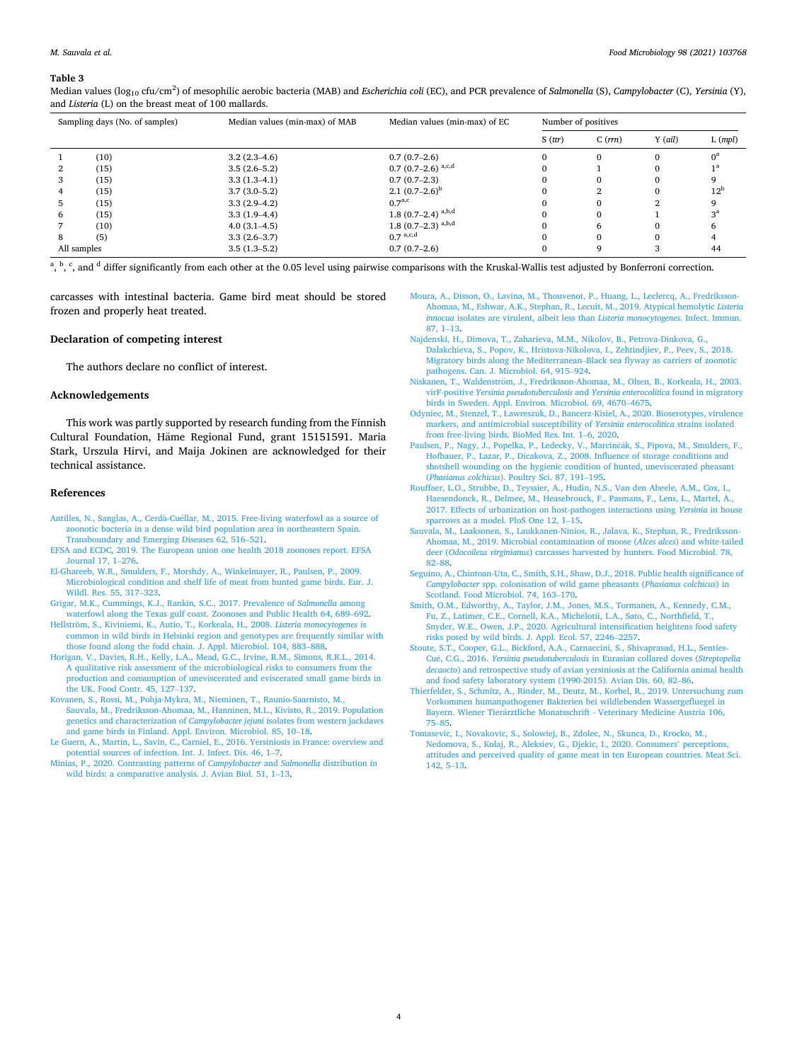**Table 3**

Median values ($\log_{10}$ cfu/cm$^2$) of mesophilic aerobic bacteria (MAB) and *Escherichia coli* (EC), and PCR prevalence of *Salmonella* (S), *Campylobacter* (C), *Yersinia* (Y), and *Listeria* (L) on the breast meat of 100 mallards.

| Sampling days (No. of samples) | | Median values (min-max) of MAB | Median values (min-max) of EC | Number of positives | | | |
|---|---|---|---|---|---|---|---|
| | | | | S (*ttr*) | C (*rrn*) | Y (*ail*) | L (*mpl*) |
| 1 | (10) | 3.2 (2.3–4.6) | 0.7 (0.7–2.6) | 0 | 0 | 0 | 0[a] |
| 2 | (15) | 3.5 (2.6–5.2) | 0.7 (0.7–2.6) [a,c,d] | 0 | 1 | 0 | 1[a] |
| 3 | (15) | 3.3 (1.3–4.1) | 0.7 (0.7–2.3) | 0 | 0 | 0 | 9 |
| 4 | (15) | 3.7 (3.0–5.2) | 2.1 (0.7–2.6)[b] | 0 | 2 | 0 | 12[b] |
| 5 | (15) | 3.3 (2.9–4.2) | 0.7[a,c] | 0 | 0 | 2 | 9 |
| 6 | (15) | 3.3 (1.9–4.4) | 1.8 (0.7–2.4) [a,b,d] | 0 | 0 | 1 | 3[a] |
| 7 | (10) | 4.0 (3.1–4.5) | 1.8 (0.7–2.3) [a,b,d] | 0 | 6 | 0 | 6 |
| 8 | (5) | 3.3 (2.6–3.7) | 0.7 [a,c,d] | 0 | 0 | 0 | 4 |
| All samples | | 3.5 (1.3–5.2) | 0.7 (0.7–2.6) | 0 | 9 | 3 | 44 |

[a], [b], [c], and [d] differ significantly from each other at the 0.05 level using pairwise comparisons with the Kruskal-Wallis test adjusted by Bonferroni correction.

carcasses with intestinal bacteria. Game bird meat should be stored frozen and properly heat treated.

## Declaration of competing interest

The authors declare no conflict of interest.

## Acknowledgements

This work was partly supported by research funding from the Finnish Cultural Foundation, Häme Regional Fund, grant 15151591. Maria Stark, Urszula Hirvi, and Maija Jokinen are acknowledged for their technical assistance.

## References

Antilles, N., Sanglas, A., Cerdà-Cuéllar, M., 2015. Free-living waterfowl as a source of zoonotic bacteria in a dense wild bird population area in northeastern Spain. Transboundary and Emerging Diseases 62, 516–521.

EFSA and ECDC, 2019. The European union one health 2018 zoonoses report. EFSA Journal 17, 1–276.

El-Ghareeb, W.R., Smulders, F., Morshdy, A., Winkelmayer, R., Paulsen, P., 2009. Microbiological condition and shelf life of meat from hunted game birds. Eur. J. Wildl. Res. 55, 317–323.

Grigar, M.K., Cummings, K.J., Rankin, S.C., 2017. Prevalence of *Salmonella* among waterfowl along the Texas gulf coast. Zoonoses and Public Health 64, 689–692.

Hellström, S., Kiviniemi, K., Autio, T., Korkeala, H., 2008. *Listeria monocytogenes* is common in wild birds in Helsinki region and genotypes are frequently similar with those found along the fodd chain. J. Appl. Microbiol. 104, 883–888.

Horigan, V., Davies, R.H., Kelly, L.A., Mead, G.C., Irvine, R.M., Simons, R.R.L., 2014. A qualitative risk assessment of the microbiological risks to consumers from the production and consumption of uneviscerated and eviscerated small game birds in the UK. Food Contr. 45, 127–137.

Kovanen, S., Rossi, M., Pohja-Mykra, M., Nieminen, T., Raunio-Saarnisto, M., Sauvala, M., Fredriksson-Ahomaa, M., Hanninen, M.L., Kivisto, R., 2019. Population genetics and characterization of *Campylobacter jejuni* isolates from western jackdaws and game birds in Finland. Appl. Environ. Microbiol. 85, 10–18.

Le Guern, A., Martin, L., Savin, C., Carniel, E., 2016. Yersiniosis in France: overview and potential sources of infection. Int. J. Infect. Dis. 46, 1–7.

Minias, P., 2020. Contrasting patterns of *Campylobacter* and *Salmonella* distribution in wild birds: a comparative analysis. J. Avian Biol. 51, 1–13.

Moura, A., Disson, O., Lavina, M., Thouvenot, P., Huang, L., Leclercq, A., Fredriksson-Ahomaa, M., Eshwar, A.K., Stephan, R., Lecuit, M., 2019. Atypical hemolytic *Listeria innocua* isolates are virulent, albeit less than *Listeria monocytogenes*. Infect. Immun. 87, 1–13.

Najdenski, H., Dimova, T., Zaharieva, M.M., Nikolov, B., Petrova-Dinkova, G., Dalakchieva, S., Popov, K., Hristova-Nikolova, I., Zehtindjiev, P., Peev, S., 2018. Migratory birds along the Mediterranean–Black sea flyway as carriers of zoonotic pathogens. Can. J. Microbiol. 64, 915–924.

Niskanen, T., Waldenström, J., Fredriksson-Ahomaa, M., Olsen, B., Korkeala, H., 2003. virF-positive *Yersinia pseudotuberculosis* and *Yersinia enterocolitica* found in migratory birds in Sweden. Appl. Environ. Microbiol. 69, 4670–4675.

Odyniec, M., Stenzel, T., Ławreszuk, D., Bancerz-Kisiel, A., 2020. Bioserotypes, virulence markers, and antimicrobial susceptibility of *Yersinia enterocolitica* strains isolated from free-living birds. BioMed Res. Int. 1–6, 2020.

Paulsen, P., Nagy, J., Popelka, P., Ledecky, V., Marcinčák, S., Pipova, M., Smulders, F., Hofbauer, P., Lazar, P., Dicakova, Z., 2008. Influence of storage conditions and shotshell wounding on the hygienic condition of hunted, uneviscerated pheasant (*Phasianus colchicus*). Poultry Sci. 87, 191–195.

Rouffaer, L.O., Strubbe, D., Teyssier, A., Hudin, N.S., Van den Abeele, A.M., Cox, I., Haesendonck, R., Delmee, M., Heasebrouck, F., Pasmans, F., Lens, L., Martel, A., 2017. Effects of urbanization on host-pathogen interactions using *Yersinia* in house sparrows as a model. PloS One 12, 1–15.

Sauvala, M., Laaksonen, S., Laukkanen-Ninios, R., Jalava, K., Stephan, R., Fredriksson-Ahomaa, M., 2019. Microbial contamination of moose (*Alces alces*) and white-tailed deer (*Odocoileus virginianus*) carcasses harvested by hunters. Food Microbiol. 78, 82–88.

Seguino, A., Chintoan-Uta, C., Smith, S.H., Shaw, D.J., 2018. Public health significance of *Campylobacter* spp. colonisation of wild game pheasants (*Phasianus colchicus*) in Scotland. Food Microbiol. 74, 163–170.

Smith, O.M., Edworthy, A., Taylor, J.M., Jones, M.S., Tormanen, A., Kennedy, C.M., Fu, Z., Latimer, C.E., Cornell, K.A., Michelotii, L.A., Sato, C., Northfield, T., Snyder, W.E., Owen, J.P., 2020. Agricultural intensification heightens food safety risks posed by wild birds. J. Appl. Ecol. 57, 2246–2257.

Stoute, S.T., Cooper, G.L., Bickford, A.A., Carnaccini, S., Shivaprasad, H.L., Sentíes-Cué, C.G., 2016. *Yersinia pseudotuberculosis* in Eurasian collared doves (*Streptopelia decaocto*) and retrospective study of avian yersiniosis at the California animal health and food safety laboratory system (1990-2015). Avian Dis. 60, 82–86.

Thierfelder, S., Schmitz, A., Rinder, M., Deutz, M., Korbel, R., 2019. Untersuchung zum Vorkommen humanpathogener Bakterien bei wildlebenden Wassergefluegel in Bayern. Wiener Tierärztliche Monatsschrift - Veterinary Medicine Austria 106, 75–85.

Tomasevic, I., Novakovic, S., Solowiej, B., Zdolec, N., Skunca, D., Krocko, M., Nedomova, S., Kolaj, R., Aleksiev, G., Djekic, I., 2020. Consumers' perceptions, attitudes and perceived quality of game meat in ten European countries. Meat Sci. 142, 5–13.